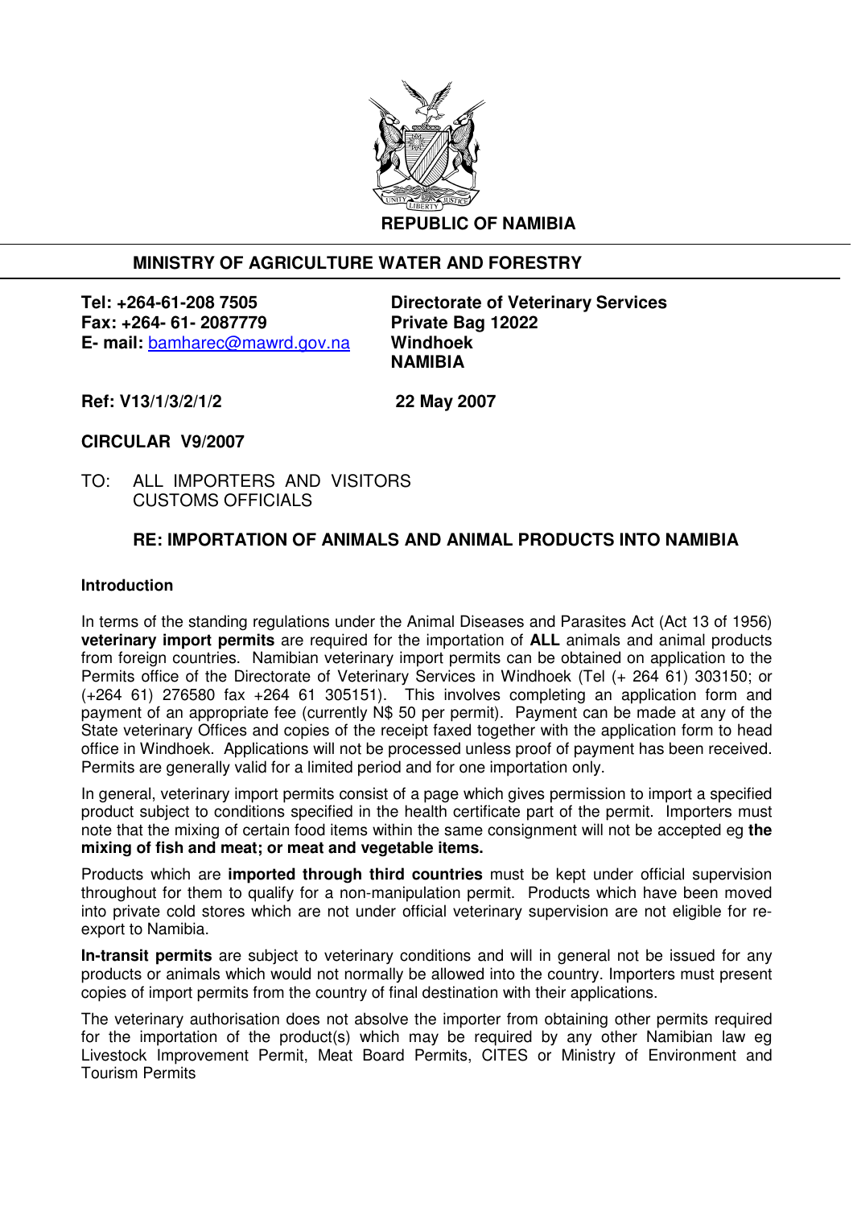**REPUBLIC OF NAMIBIA**

**MINISTRY OF AGRICULTURE WATER AND FORESTRY**

**Tel: +264-61-208 7505**
**Fax: +264- 61- 2087779**
**E- mail:** bamharec@mawrd.gov.na

**Directorate of Veterinary Services**
**Private Bag 12022**
**Windhoek**
**NAMIBIA**

**Ref: V13/1/3/2/1/2**

**22 May 2007**

**CIRCULAR V9/2007**

TO: ALL IMPORTERS AND VISITORS
CUSTOMS OFFICIALS

**RE: IMPORTATION OF ANIMALS AND ANIMAL PRODUCTS INTO NAMIBIA**

**Introduction**

In terms of the standing regulations under the Animal Diseases and Parasites Act (Act 13 of 1956) **veterinary import permits** are required for the importation of **ALL** animals and animal products from foreign countries. Namibian veterinary import permits can be obtained on application to the Permits office of the Directorate of Veterinary Services in Windhoek (Tel (+ 264 61) 303150; or (+264 61) 276580 fax +264 61 305151). This involves completing an application form and payment of an appropriate fee (currently N$ 50 per permit). Payment can be made at any of the State veterinary Offices and copies of the receipt faxed together with the application form to head office in Windhoek. Applications will not be processed unless proof of payment has been received. Permits are generally valid for a limited period and for one importation only.

In general, veterinary import permits consist of a page which gives permission to import a specified product subject to conditions specified in the health certificate part of the permit. Importers must note that the mixing of certain food items within the same consignment will not be accepted eg **the mixing of fish and meat; or meat and vegetable items.**

Products which are **imported through third countries** must be kept under official supervision throughout for them to qualify for a non-manipulation permit. Products which have been moved into private cold stores which are not under official veterinary supervision are not eligible for re-export to Namibia.

**In-transit permits** are subject to veterinary conditions and will in general not be issued for any products or animals which would not normally be allowed into the country. Importers must present copies of import permits from the country of final destination with their applications.

The veterinary authorisation does not absolve the importer from obtaining other permits required for the importation of the product(s) which may be required by any other Namibian law eg Livestock Improvement Permit, Meat Board Permits, CITES or Ministry of Environment and Tourism Permits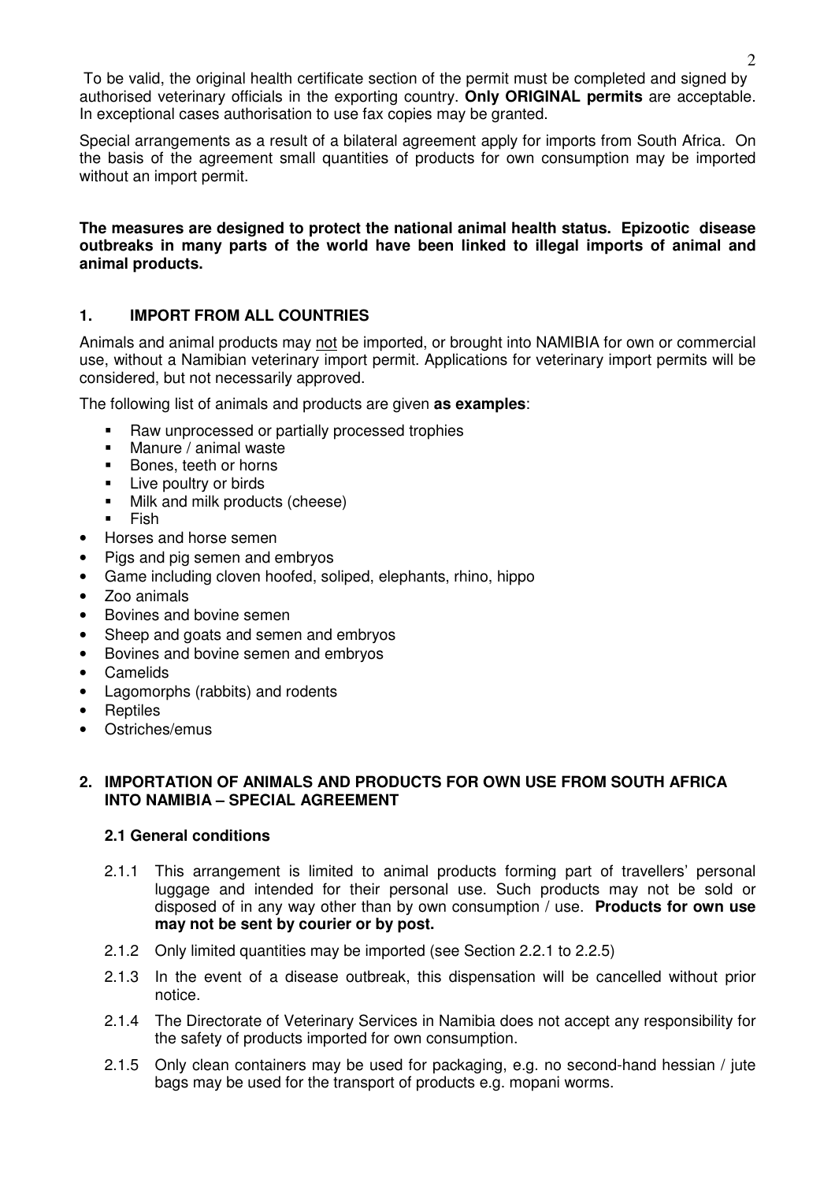To be valid, the original health certificate section of the permit must be completed and signed by authorised veterinary officials in the exporting country. **Only ORIGINAL permits** are acceptable. In exceptional cases authorisation to use fax copies may be granted.

Special arrangements as a result of a bilateral agreement apply for imports from South Africa. On the basis of the agreement small quantities of products for own consumption may be imported without an import permit.

**The measures are designed to protect the national animal health status. Epizootic disease outbreaks in many parts of the world have been linked to illegal imports of animal and animal products.**

## 1. IMPORT FROM ALL COUNTRIES

Animals and animal products may not be imported, or brought into NAMIBIA for own or commercial use, without a Namibian veterinary import permit. Applications for veterinary import permits will be considered, but not necessarily approved.

The following list of animals and products are given **as examples**:

- Raw unprocessed or partially processed trophies
- Manure / animal waste
- Bones, teeth or horns
- Live poultry or birds
- Milk and milk products (cheese)
- Fish
- Horses and horse semen
- Pigs and pig semen and embryos
- Game including cloven hoofed, soliped, elephants, rhino, hippo
- Zoo animals
- Bovines and bovine semen
- Sheep and goats and semen and embryos
- Bovines and bovine semen and embryos
- Camelids
- Lagomorphs (rabbits) and rodents
- Reptiles
- Ostriches/emus

## 2. IMPORTATION OF ANIMALS AND PRODUCTS FOR OWN USE FROM SOUTH AFRICA INTO NAMIBIA – SPECIAL AGREEMENT

### 2.1 General conditions

2.1.1 This arrangement is limited to animal products forming part of travellers' personal luggage and intended for their personal use. Such products may not be sold or disposed of in any way other than by own consumption / use. **Products for own use may not be sent by courier or by post.**

2.1.2 Only limited quantities may be imported (see Section 2.2.1 to 2.2.5)

2.1.3 In the event of a disease outbreak, this dispensation will be cancelled without prior notice.

2.1.4 The Directorate of Veterinary Services in Namibia does not accept any responsibility for the safety of products imported for own consumption.

2.1.5 Only clean containers may be used for packaging, e.g. no second-hand hessian / jute bags may be used for the transport of products e.g. mopani worms.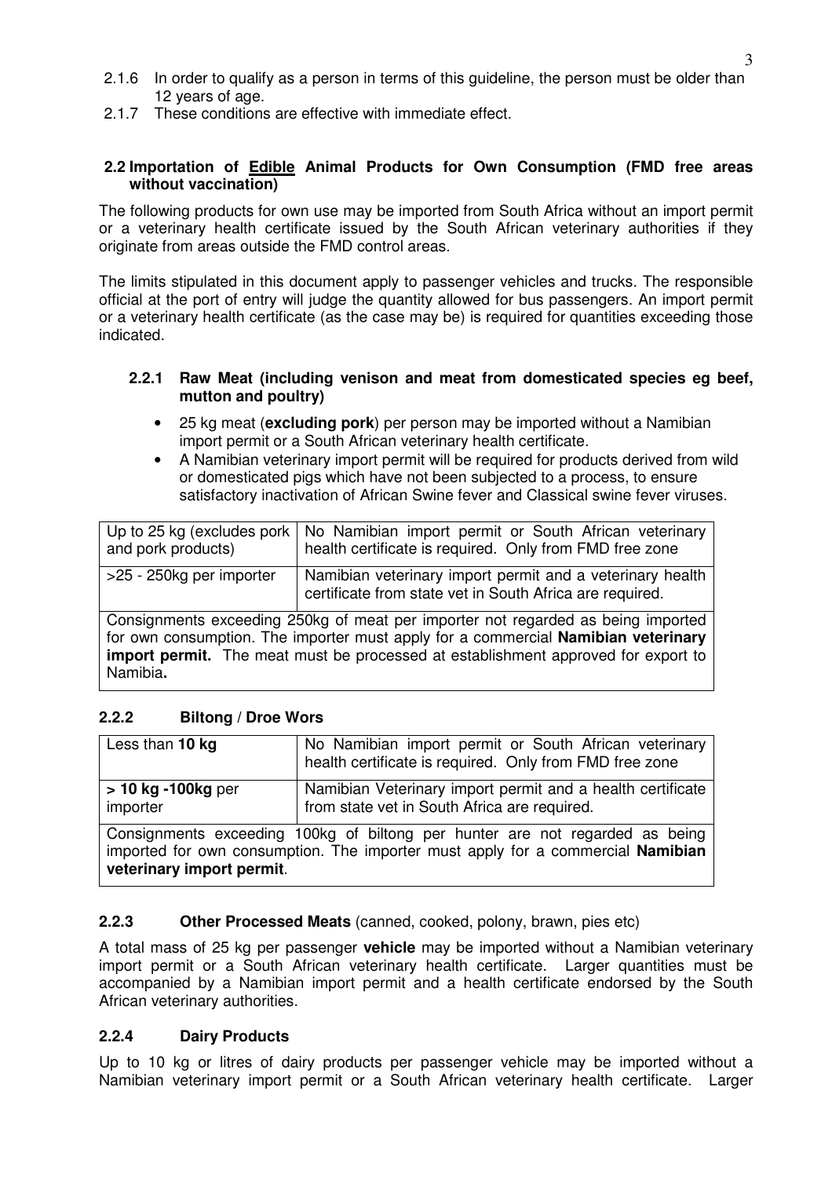2.1.6 In order to qualify as a person in terms of this guideline, the person must be older than 12 years of age.

2.1.7 These conditions are effective with immediate effect.

### 2.2 Importation of Edible Animal Products for Own Consumption (FMD free areas without vaccination)

The following products for own use may be imported from South Africa without an import permit or a veterinary health certificate issued by the South African veterinary authorities if they originate from areas outside the FMD control areas.

The limits stipulated in this document apply to passenger vehicles and trucks. The responsible official at the port of entry will judge the quantity allowed for bus passengers. An import permit or a veterinary health certificate (as the case may be) is required for quantities exceeding those indicated.

#### 2.2.1 Raw Meat (including venison and meat from domesticated species eg beef, mutton and poultry)

- 25 kg meat (**excluding pork**) per person may be imported without a Namibian import permit or a South African veterinary health certificate.
- A Namibian veterinary import permit will be required for products derived from wild or domesticated pigs which have not been subjected to a process, to ensure satisfactory inactivation of African Swine fever and Classical swine fever viruses.

| Up to 25 kg (excludes pork and pork products) | No Namibian import permit or South African veterinary health certificate is required. Only from FMD free zone |
|---|---|
| >25 - 250kg per importer | Namibian veterinary import permit and a veterinary health certificate from state vet in South Africa are required. |
| Consignments exceeding 250kg of meat per importer not regarded as being imported for own consumption. The importer must apply for a commercial **Namibian veterinary import permit.** The meat must be processed at establishment approved for export to Namibia**.** | |

#### 2.2.2 Biltong / Droe Wors

| Less than **10 kg** | No Namibian import permit or South African veterinary health certificate is required. Only from FMD free zone |
|---|---|
| **> 10 kg -100kg** per importer | Namibian Veterinary import permit and a health certificate from state vet in South Africa are required. |
| Consignments exceeding 100kg of biltong per hunter are not regarded as being imported for own consumption. The importer must apply for a commercial **Namibian veterinary import permit**. | |

#### 2.2.3 Other Processed Meats (canned, cooked, polony, brawn, pies etc)

A total mass of 25 kg per passenger **vehicle** may be imported without a Namibian veterinary import permit or a South African veterinary health certificate. Larger quantities must be accompanied by a Namibian import permit and a health certificate endorsed by the South African veterinary authorities.

#### 2.2.4 Dairy Products

Up to 10 kg or litres of dairy products per passenger vehicle may be imported without a Namibian veterinary import permit or a South African veterinary health certificate. Larger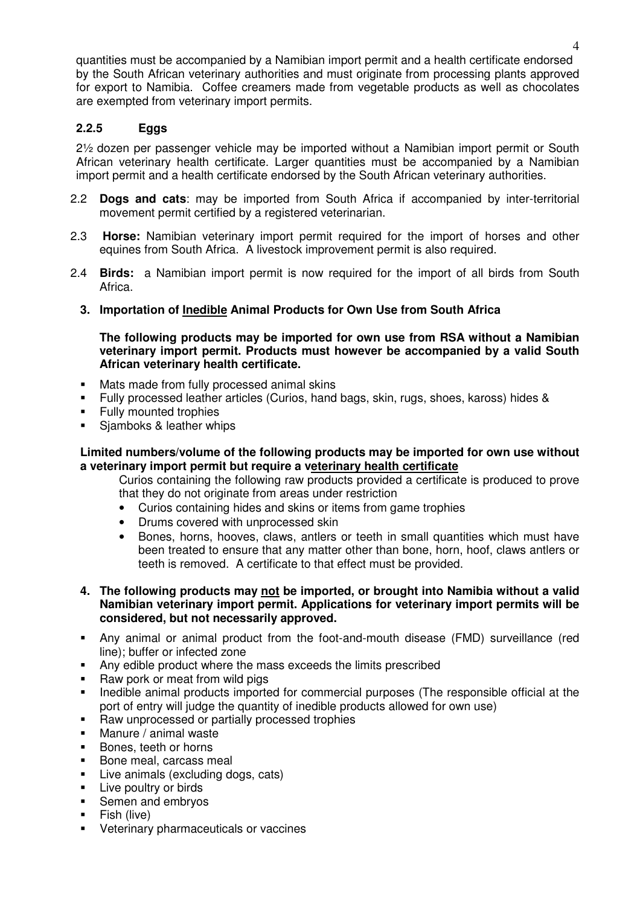quantities must be accompanied by a Namibian import permit and a health certificate endorsed by the South African veterinary authorities and must originate from processing plants approved for export to Namibia. Coffee creamers made from vegetable products as well as chocolates are exempted from veterinary import permits.

### 2.2.5 Eggs

2½ dozen per passenger vehicle may be imported without a Namibian import permit or South African veterinary health certificate. Larger quantities must be accompanied by a Namibian import permit and a health certificate endorsed by the South African veterinary authorities.

2.2 **Dogs and cats**: may be imported from South Africa if accompanied by inter-territorial movement permit certified by a registered veterinarian.

2.3 **Horse:** Namibian veterinary import permit required for the import of horses and other equines from South Africa. A livestock improvement permit is also required.

2.4 **Birds:** a Namibian import permit is now required for the import of all birds from South Africa.

## 3. Importation of Inedible Animal Products for Own Use from South Africa

**The following products may be imported for own use from RSA without a Namibian veterinary import permit. Products must however be accompanied by a valid South African veterinary health certificate.**

- Mats made from fully processed animal skins
- Fully processed leather articles (Curios, hand bags, skin, rugs, shoes, kaross) hides &
- Fully mounted trophies
- Sjamboks & leather whips

**Limited numbers/volume of the following products may be imported for own use without a veterinary import permit but require a veterinary health certificate**

Curios containing the following raw products provided a certificate is produced to prove that they do not originate from areas under restriction

- Curios containing hides and skins or items from game trophies
- Drums covered with unprocessed skin
- Bones, horns, hooves, claws, antlers or teeth in small quantities which must have been treated to ensure that any matter other than bone, horn, hoof, claws antlers or teeth is removed. A certificate to that effect must be provided.

## 4. The following products may not be imported, or brought into Namibia without a valid Namibian veterinary import permit. Applications for veterinary import permits will be considered, but not necessarily approved.

- Any animal or animal product from the foot-and-mouth disease (FMD) surveillance (red line); buffer or infected zone
- Any edible product where the mass exceeds the limits prescribed
- Raw pork or meat from wild pigs
- Inedible animal products imported for commercial purposes (The responsible official at the port of entry will judge the quantity of inedible products allowed for own use)
- Raw unprocessed or partially processed trophies
- Manure / animal waste
- Bones, teeth or horns
- Bone meal, carcass meal
- Live animals (excluding dogs, cats)
- Live poultry or birds
- Semen and embryos
- Fish (live)
- Veterinary pharmaceuticals or vaccines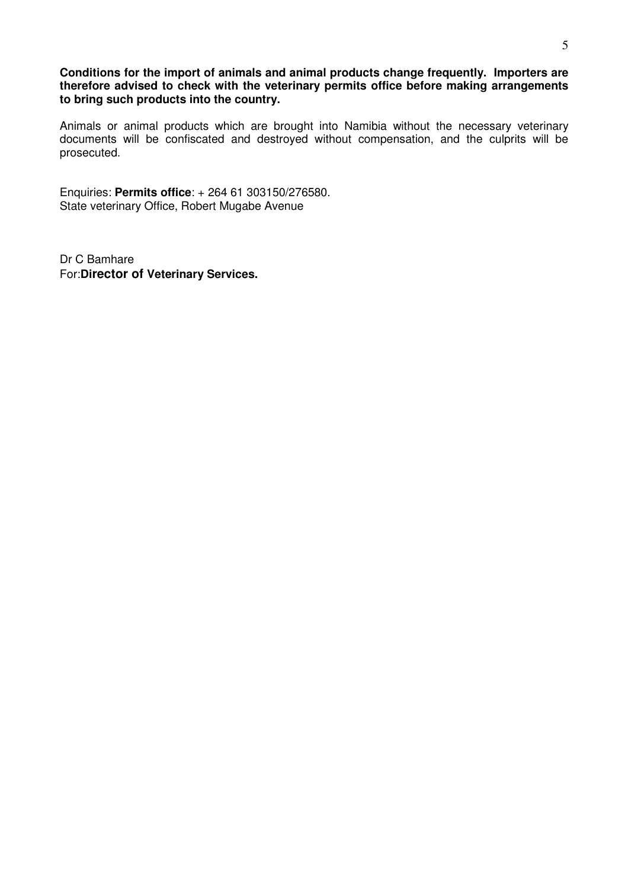**Conditions for the import of animals and animal products change frequently. Importers are therefore advised to check with the veterinary permits office before making arrangements to bring such products into the country.**

Animals or animal products which are brought into Namibia without the necessary veterinary documents will be confiscated and destroyed without compensation, and the culprits will be prosecuted.

Enquiries: **Permits office**: + 264 61 303150/276580.
State veterinary Office, Robert Mugabe Avenue

Dr C Bamhare
For:**Director of Veterinary Services.**